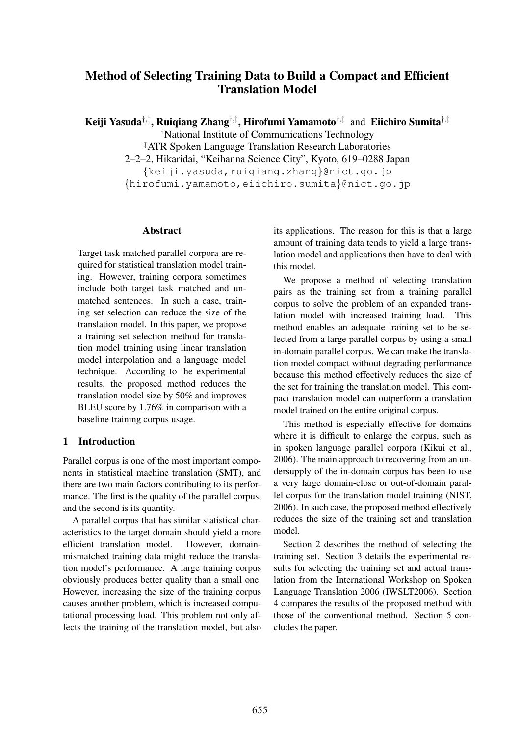# Method of Selecting Training Data to Build a Compact and Efficient Translation Model

**Keiji Yasuda**[†,‡], **Ruiqiang Zhang**[†,‡], **Hirofumi Yamamoto**[†,‡] and **Eiichiro Sumita**[†,‡]

[†]National Institute of Communications Technology

[‡]ATR Spoken Language Translation Research Laboratories

2–2–2, Hikaridai, "Keihanna Science City", Kyoto, 619–0288 Japan

{keiji.yasuda,ruiqiang.zhang}@nict.go.jp

{hirofumi.yamamoto,eiichiro.sumita}@nict.go.jp

## Abstract

Target task matched parallel corpora are required for statistical translation model training. However, training corpora sometimes include both target task matched and unmatched sentences. In such a case, training set selection can reduce the size of the translation model. In this paper, we propose a training set selection method for translation model training using linear translation model interpolation and a language model technique. According to the experimental results, the proposed method reduces the translation model size by 50% and improves BLEU score by 1.76% in comparison with a baseline training corpus usage.

## 1 Introduction

Parallel corpus is one of the most important components in statistical machine translation (SMT), and there are two main factors contributing to its performance. The first is the quality of the parallel corpus, and the second is its quantity.

A parallel corpus that has similar statistical characteristics to the target domain should yield a more efficient translation model. However, domain-mismatched training data might reduce the translation model's performance. A large training corpus obviously produces better quality than a small one. However, increasing the size of the training corpus causes another problem, which is increased computational processing load. This problem not only affects the training of the translation model, but also its applications. The reason for this is that a large amount of training data tends to yield a large translation model and applications then have to deal with this model.

We propose a method of selecting translation pairs as the training set from a training parallel corpus to solve the problem of an expanded translation model with increased training load. This method enables an adequate training set to be selected from a large parallel corpus by using a small in-domain parallel corpus. We can make the translation model compact without degrading performance because this method effectively reduces the size of the set for training the translation model. This compact translation model can outperform a translation model trained on the entire original corpus.

This method is especially effective for domains where it is difficult to enlarge the corpus, such as in spoken language parallel corpora (Kikui et al., 2006). The main approach to recovering from an undersupply of the in-domain corpus has been to use a very large domain-close or out-of-domain parallel corpus for the translation model training (NIST, 2006). In such case, the proposed method effectively reduces the size of the training set and translation model.

Section 2 describes the method of selecting the training set. Section 3 details the experimental results for selecting the training set and actual translation from the International Workshop on Spoken Language Translation 2006 (IWSLT2006). Section 4 compares the results of the proposed method with those of the conventional method. Section 5 concludes the paper.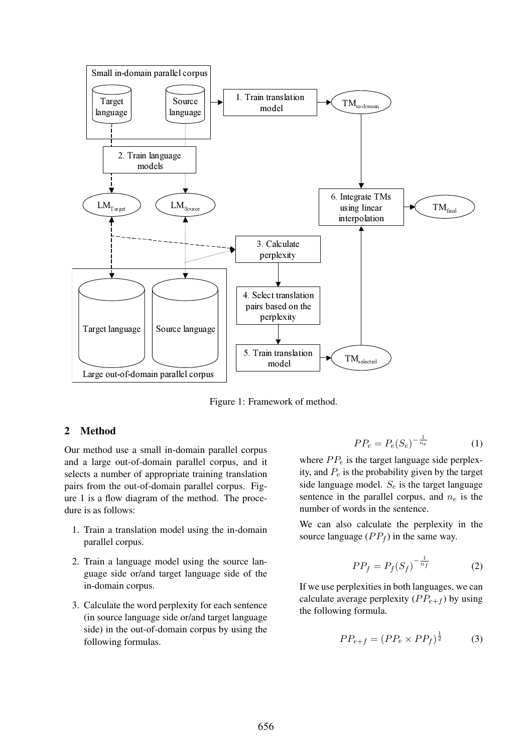Figure 1: Framework of method.

## 2 Method

Our method use a small in-domain parallel corpus and a large out-of-domain parallel corpus, and it selects a number of appropriate training translation pairs from the out-of-domain parallel corpus. Figure 1 is a flow diagram of the method. The procedure is as follows:

1. Train a translation model using the in-domain parallel corpus.
2. Train a language model using the source language side or/and target language side of the in-domain corpus.
3. Calculate the word perplexity for each sentence (in source language side or/and target language side) in the out-of-domain corpus by using the following formulas.

$$PP_e = P_e(S_e)^{-\frac{1}{n_e}} \tag{1}$$

where $PP_e$ is the target language side perplexity, and $P_e$ is the probability given by the target side language model. $S_e$ is the target language sentence in the parallel corpus, and $n_e$ is the number of words in the sentence.

We can also calculate the perplexity in the source language ($PP_f$) in the same way.

$$PP_f = P_f(S_f)^{-\frac{1}{n_f}} \tag{2}$$

If we use perplexities in both languages, we can calculate average perplexity ($PP_{e+f}$) by using the following formula.

$$PP_{e+f} = (PP_e \times PP_f)^{\frac{1}{2}} \tag{3}$$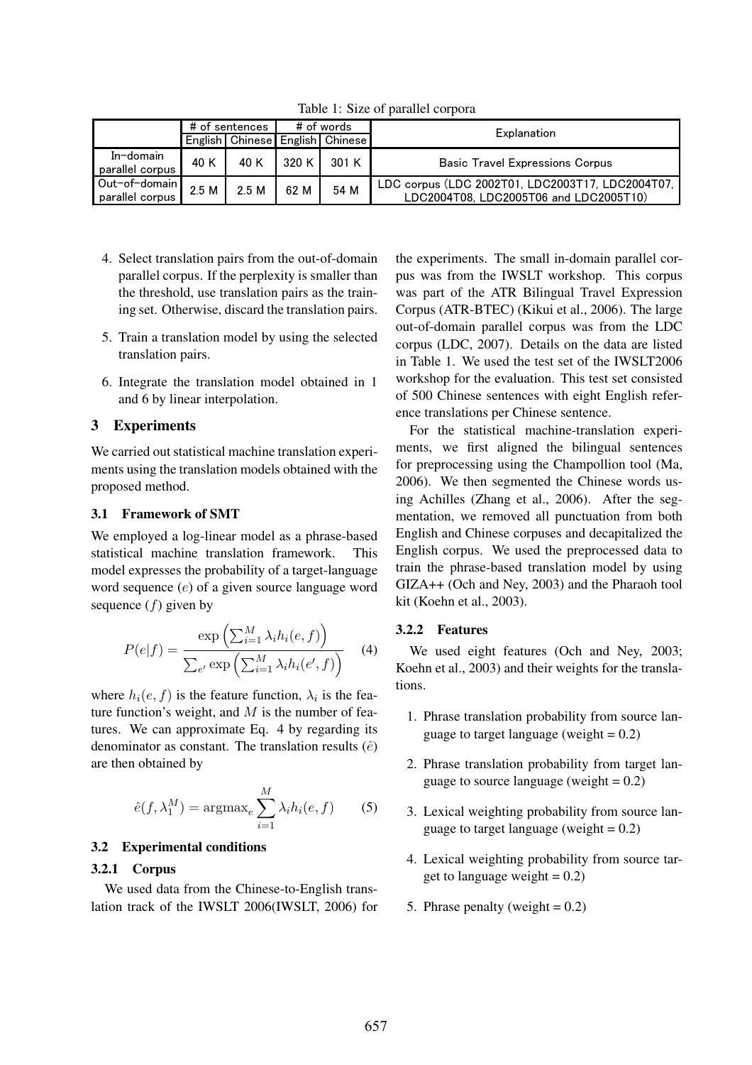Table 1: Size of parallel corpora

| | # of sentences | | # of words | | Explanation |
|---|---|---|---|---|---|
| | English | Chinese | English | Chinese | |
| In-domain parallel corpus | 40 K | 40 K | 320 K | 301 K | Basic Travel Expressions Corpus |
| Out-of-domain parallel corpus | 2.5 M | 2.5 M | 62 M | 54 M | LDC corpus (LDC 2002T01, LDC2003T17, LDC2004T07, LDC2004T08, LDC2005T06 and LDC2005T10) |

4. Select translation pairs from the out-of-domain parallel corpus. If the perplexity is smaller than the threshold, use translation pairs as the training set. Otherwise, discard the translation pairs.

5. Train a translation model by using the selected translation pairs.

6. Integrate the translation model obtained in 1 and 6 by linear interpolation.

## 3 Experiments

We carried out statistical machine translation experiments using the translation models obtained with the proposed method.

### 3.1 Framework of SMT

We employed a log-linear model as a phrase-based statistical machine translation framework. This model expresses the probability of a target-language word sequence ($e$) of a given source language word sequence ($f$) given by

$$P(e|f) = \frac{\exp\left(\sum_{i=1}^{M} \lambda_i h_i(e, f)\right)}{\sum_{e'} \exp\left(\sum_{i=1}^{M} \lambda_i h_i(e', f)\right)} \quad (4)$$

where $h_i(e, f)$ is the feature function, $\lambda_i$ is the feature function's weight, and $M$ is the number of features. We can approximate Eq. 4 by regarding its denominator as constant. The translation results ($\hat{e}$) are then obtained by

$$\hat{e}(f, \lambda_1^M) = \text{argmax}_e \sum_{i=1}^{M} \lambda_i h_i(e, f) \quad (5)$$

### 3.2 Experimental conditions

#### 3.2.1 Corpus

We used data from the Chinese-to-English translation track of the IWSLT 2006(IWSLT, 2006) for the experiments. The small in-domain parallel corpus was from the IWSLT workshop. This corpus was part of the ATR Bilingual Travel Expression Corpus (ATR-BTEC) (Kikui et al., 2006). The large out-of-domain parallel corpus was from the LDC corpus (LDC, 2007). Details on the data are listed in Table 1. We used the test set of the IWSLT2006 workshop for the evaluation. This test set consisted of 500 Chinese sentences with eight English reference translations per Chinese sentence.

For the statistical machine-translation experiments, we first aligned the bilingual sentences for preprocessing using the Champollion tool (Ma, 2006). We then segmented the Chinese words using Achilles (Zhang et al., 2006). After the segmentation, we removed all punctuation from both English and Chinese corpuses and decapitalized the English corpus. We used the preprocessed data to train the phrase-based translation model by using GIZA++ (Och and Ney, 2003) and the Pharaoh tool kit (Koehn et al., 2003).

#### 3.2.2 Features

We used eight features (Och and Ney, 2003; Koehn et al., 2003) and their weights for the translations.

1. Phrase translation probability from source language to target language (weight = 0.2)

2. Phrase translation probability from target language to source language (weight = 0.2)

3. Lexical weighting probability from source language to target language (weight = 0.2)

4. Lexical weighting probability from source target to language weight = 0.2)

5. Phrase penalty (weight = 0.2)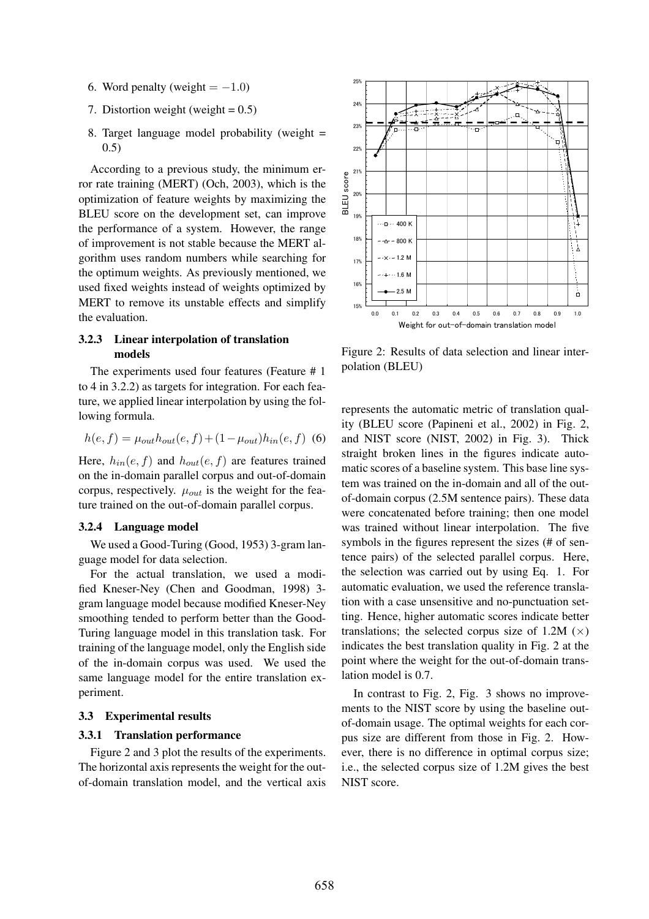6. Word penalty (weight = $-1.0$)

7. Distortion weight (weight = 0.5)

8. Target language model probability (weight = 0.5)

According to a previous study, the minimum error rate training (MERT) (Och, 2003), which is the optimization of feature weights by maximizing the BLEU score on the development set, can improve the performance of a system. However, the range of improvement is not stable because the MERT algorithm uses random numbers while searching for the optimum weights. As previously mentioned, we used fixed weights instead of weights optimized by MERT to remove its unstable effects and simplify the evaluation.

#### 3.2.3 Linear interpolation of translation models

The experiments used four features (Feature # 1 to 4 in 3.2.2) as targets for integration. For each feature, we applied linear interpolation by using the following formula.

$$h(e,f) = \mu_{out} h_{out}(e,f) + (1 - \mu_{out}) h_{in}(e,f) \quad (6)$$

Here, $h_{in}(e,f)$ and $h_{out}(e,f)$ are features trained on the in-domain parallel corpus and out-of-domain corpus, respectively. $\mu_{out}$ is the weight for the feature trained on the out-of-domain parallel corpus.

#### 3.2.4 Language model

We used a Good-Turing (Good, 1953) 3-gram language model for data selection.

For the actual translation, we used a modified Kneser-Ney (Chen and Goodman, 1998) 3-gram language model because modified Kneser-Ney smoothing tended to perform better than the Good-Turing language model in this translation task. For training of the language model, only the English side of the in-domain corpus was used. We used the same language model for the entire translation experiment.

### 3.3 Experimental results

#### 3.3.1 Translation performance

Figure 2 and 3 plot the results of the experiments. The horizontal axis represents the weight for the out-of-domain translation model, and the vertical axis represents the automatic metric of translation quality (BLEU score (Papineni et al., 2002) in Fig. 2, and NIST score (NIST, 2002) in Fig. 3). Thick straight broken lines in the figures indicate automatic scores of a baseline system. This base line system was trained on the in-domain and all of the out-of-domain corpus (2.5M sentence pairs). These data were concatenated before training; then one model was trained without linear interpolation. The five symbols in the figures represent the sizes (# of sentence pairs) of the selected parallel corpus. Here, the selection was carried out by using Eq. 1. For automatic evaluation, we used the reference translation with a case unsensitive and no-punctuation setting. Hence, higher automatic scores indicate better translations; the selected corpus size of 1.2M ($\times$) indicates the best translation quality in Fig. 2 at the point where the weight for the out-of-domain translation model is 0.7.

Figure 2: Results of data selection and linear interpolation (BLEU)

In contrast to Fig. 2, Fig. 3 shows no improvements to the NIST score by using the baseline out-of-domain usage. The optimal weights for each corpus size are different from those in Fig. 2. However, there is no difference in optimal corpus size; i.e., the selected corpus size of 1.2M gives the best NIST score.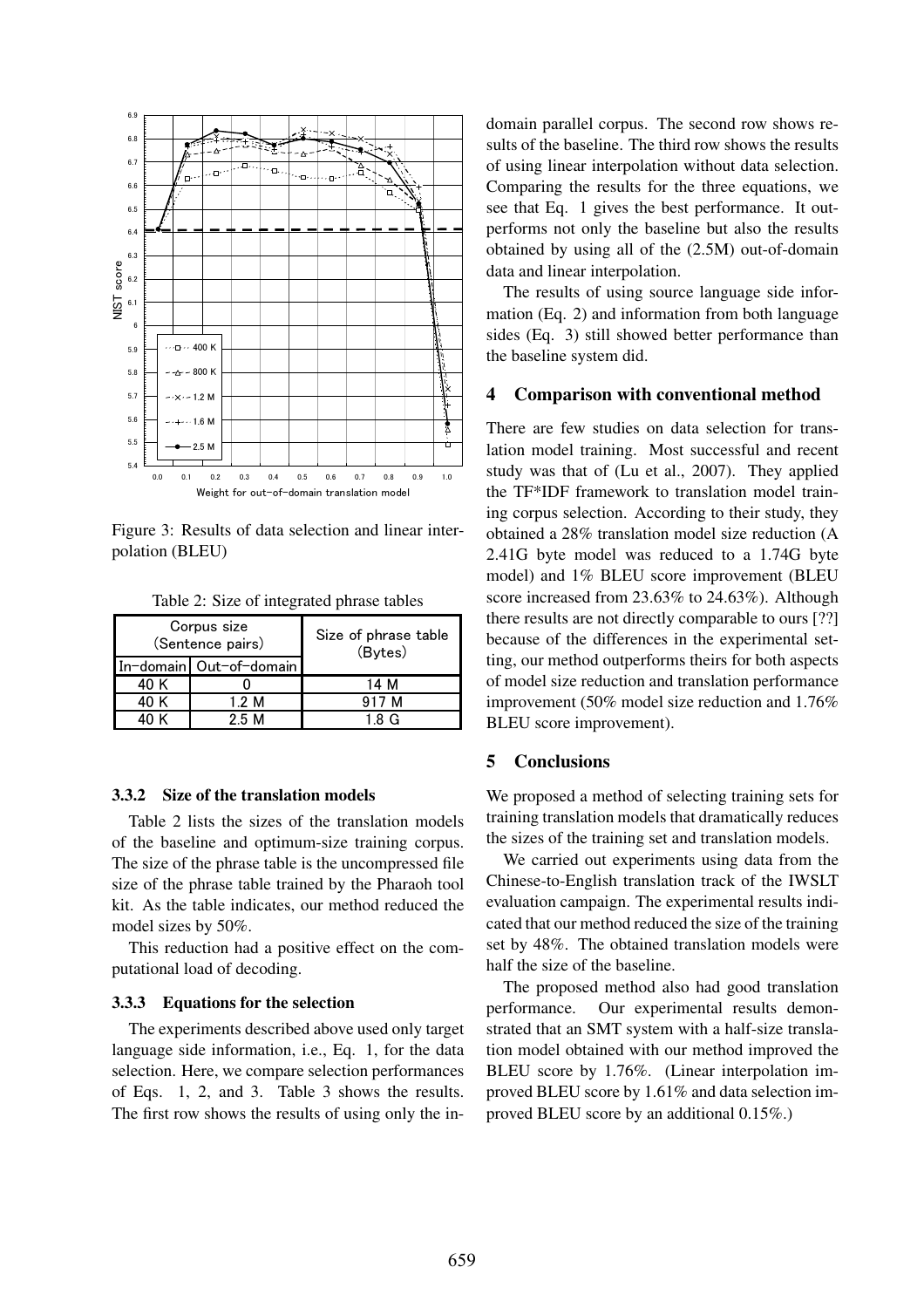Figure 3: Results of data selection and linear interpolation (BLEU)

Table 2: Size of integrated phrase tables

| Corpus size (Sentence pairs) | | Size of phrase table (Bytes) |
|---|---|---|
| In-domain | Out-of-domain | |
| 40 K | 0 | 14 M |
| 40 K | 1.2 M | 917 M |
| 40 K | 2.5 M | 1.8 G |

### 3.3.2 Size of the translation models

Table 2 lists the sizes of the translation models of the baseline and optimum-size training corpus. The size of the phrase table is the uncompressed file size of the phrase table trained by the Pharaoh tool kit. As the table indicates, our method reduced the model sizes by 50%.

This reduction had a positive effect on the computational load of decoding.

### 3.3.3 Equations for the selection

The experiments described above used only target language side information, i.e., Eq. 1, for the data selection. Here, we compare selection performances of Eqs. 1, 2, and 3. Table 3 shows the results. The first row shows the results of using only the in-domain parallel corpus. The second row shows results of the baseline. The third row shows the results of using linear interpolation without data selection. Comparing the results for the three equations, we see that Eq. 1 gives the best performance. It outperforms not only the baseline but also the results obtained by using all of the (2.5M) out-of-domain data and linear interpolation.

The results of using source language side information (Eq. 2) and information from both language sides (Eq. 3) still showed better performance than the baseline system did.

## 4 Comparison with conventional method

There are few studies on data selection for translation model training. Most successful and recent study was that of (Lu et al., 2007). They applied the TF*IDF framework to translation model training corpus selection. According to their study, they obtained a 28% translation model size reduction (A 2.41G byte model was reduced to a 1.74G byte model) and 1% BLEU score improvement (BLEU score increased from 23.63% to 24.63%). Although there results are not directly comparable to ours [??] because of the differences in the experimental setting, our method outperforms theirs for both aspects of model size reduction and translation performance improvement (50% model size reduction and 1.76% BLEU score improvement).

## 5 Conclusions

We proposed a method of selecting training sets for training translation models that dramatically reduces the sizes of the training set and translation models.

We carried out experiments using data from the Chinese-to-English translation track of the IWSLT evaluation campaign. The experimental results indicated that our method reduced the size of the training set by 48%. The obtained translation models were half the size of the baseline.

The proposed method also had good translation performance. Our experimental results demonstrated that an SMT system with a half-size translation model obtained with our method improved the BLEU score by 1.76%. (Linear interpolation improved BLEU score by 1.61% and data selection improved BLEU score by an additional 0.15%.)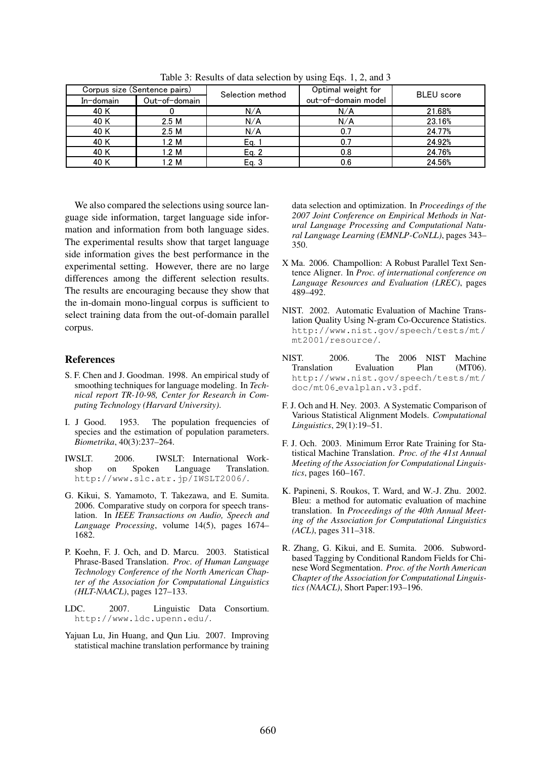Table 3: Results of data selection by using Eqs. 1, 2, and 3

| Corpus size (Sentence pairs) | | Selection method | Optimal weight for out-of-domain model | BLEU score |
|---|---|---|---|---|
| In-domain | Out-of-domain | | | |
| 40 K | 0 | N/A | N/A | 21.68% |
| 40 K | 2.5 M | N/A | N/A | 23.16% |
| 40 K | 2.5 M | N/A | 0.7 | 24.77% |
| 40 K | 1.2 M | Eq. 1 | 0.7 | 24.92% |
| 40 K | 1.2 M | Eq. 2 | 0.8 | 24.76% |
| 40 K | 1.2 M | Eq. 3 | 0.6 | 24.56% |

We also compared the selections using source language side information, target language side information and information from both language sides. The experimental results show that target language side information gives the best performance in the experimental setting. However, there are no large differences among the different selection results. The results are encouraging because they show that the in-domain mono-lingual corpus is sufficient to select training data from the out-of-domain parallel corpus.

## References

S. F. Chen and J. Goodman. 1998. An empirical study of smoothing techniques for language modeling. In *Technical report TR-10-98, Center for Research in Computing Technology (Harvard University)*.

I. J Good. 1953. The population frequencies of species and the estimation of population parameters. *Biometrika*, 40(3):237–264.

IWSLT. 2006. IWSLT: International Workshop on Spoken Language Translation. http://www.slc.atr.jp/IWSLT2006/.

G. Kikui, S. Yamamoto, T. Takezawa, and E. Sumita. 2006. Comparative study on corpora for speech translation. In *IEEE Transactions on Audio, Speech and Language Processing*, volume 14(5), pages 1674–1682.

P. Koehn, F. J. Och, and D. Marcu. 2003. Statistical Phrase-Based Translation. *Proc. of Human Language Technology Conference of the North American Chapter of the Association for Computational Linguistics (HLT-NAACL)*, pages 127–133.

LDC. 2007. Linguistic Data Consortium. http://www.ldc.upenn.edu/.

Yajuan Lu, Jin Huang, and Qun Liu. 2007. Improving statistical machine translation performance by training data selection and optimization. In *Proceedings of the 2007 Joint Conference on Empirical Methods in Natural Language Processing and Computational Natural Language Learning (EMNLP-CoNLL)*, pages 343–350.

X Ma. 2006. Champollion: A Robust Parallel Text Sentence Aligner. In *Proc. of international conference on Language Resources and Evaluation (LREC)*, pages 489–492.

NIST. 2002. Automatic Evaluation of Machine Translation Quality Using N-gram Co-Occurence Statistics. http://www.nist.gov/speech/tests/mt/mt2001/resource/.

NIST. 2006. The 2006 NIST Machine Translation Evaluation Plan (MT06). http://www.nist.gov/speech/tests/mt/doc/mt06_evalplan.v3.pdf.

F. J. Och and H. Ney. 2003. A Systematic Comparison of Various Statistical Alignment Models. *Computational Linguistics*, 29(1):19–51.

F. J. Och. 2003. Minimum Error Rate Training for Statistical Machine Translation. *Proc. of the 41st Annual Meeting of the Association for Computational Linguistics*, pages 160–167.

K. Papineni, S. Roukos, T. Ward, and W.-J. Zhu. 2002. Bleu: a method for automatic evaluation of machine translation. In *Proceedings of the 40th Annual Meeting of the Association for Computational Linguistics (ACL)*, pages 311–318.

R. Zhang, G. Kikui, and E. Sumita. 2006. Subword-based Tagging by Conditional Random Fields for Chinese Word Segmentation. *Proc. of the North American Chapter of the Association for Computational Linguistics (NAACL)*, Short Paper:193–196.